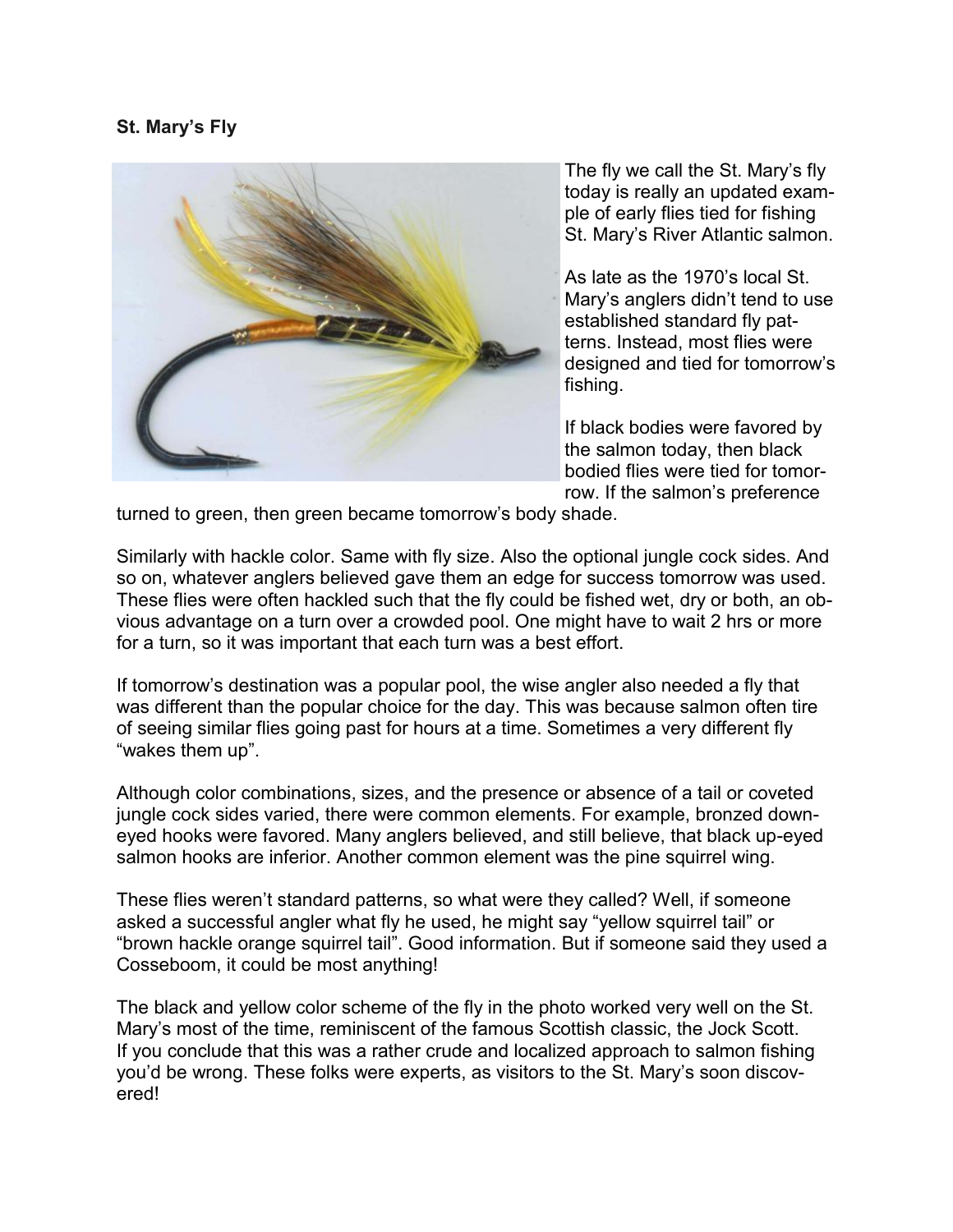**St. Mary's Fly**

The fly we call the St. Mary's fly today is really an updated example of early flies tied for fishing St. Mary's River Atlantic salmon.

As late as the 1970's local St. Mary's anglers didn't tend to use established standard fly patterns. Instead, most flies were designed and tied for tomorrow's fishing.

If black bodies were favored by the salmon today, then black bodied flies were tied for tomorrow. If the salmon's preference turned to green, then green became tomorrow's body shade.

Similarly with hackle color. Same with fly size. Also the optional jungle cock sides. And so on, whatever anglers believed gave them an edge for success tomorrow was used. These flies were often hackled such that the fly could be fished wet, dry or both, an obvious advantage on a turn over a crowded pool. One might have to wait 2 hrs or more for a turn, so it was important that each turn was a best effort.

If tomorrow's destination was a popular pool, the wise angler also needed a fly that was different than the popular choice for the day. This was because salmon often tire of seeing similar flies going past for hours at a time. Sometimes a very different fly "wakes them up".

Although color combinations, sizes, and the presence or absence of a tail or coveted jungle cock sides varied, there were common elements. For example, bronzed down-eyed hooks were favored. Many anglers believed, and still believe, that black up-eyed salmon hooks are inferior. Another common element was the pine squirrel wing.

These flies weren't standard patterns, so what were they called? Well, if someone asked a successful angler what fly he used, he might say "yellow squirrel tail" or "brown hackle orange squirrel tail". Good information. But if someone said they used a Cosseboom, it could be most anything!

The black and yellow color scheme of the fly in the photo worked very well on the St. Mary's most of the time, reminiscent of the famous Scottish classic, the Jock Scott. If you conclude that this was a rather crude and localized approach to salmon fishing you'd be wrong. These folks were experts, as visitors to the St. Mary's soon discovered!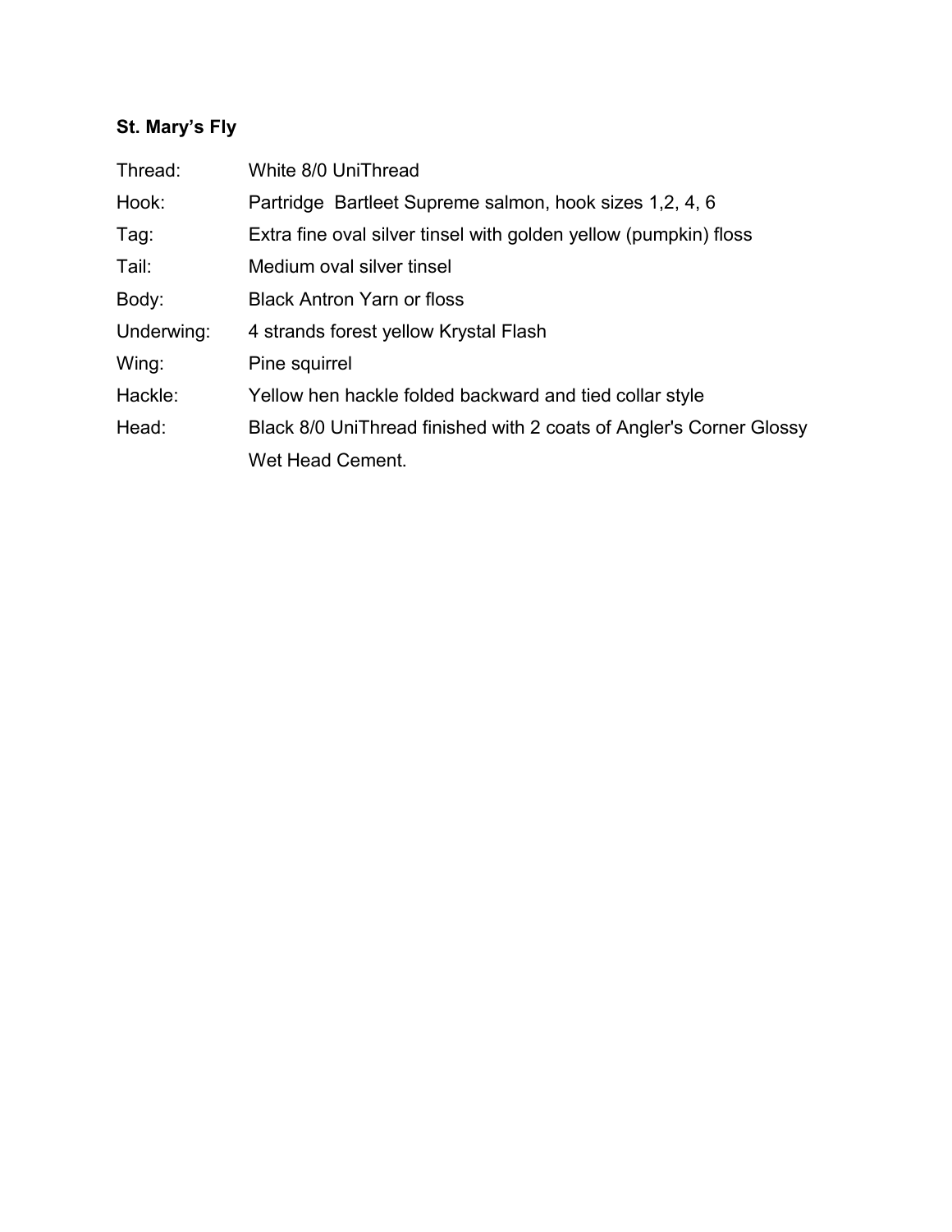**St. Mary's Fly**

| | |
|---|---|
| Thread: | White 8/0 UniThread |
| Hook: | Partridge Bartleet Supreme salmon, hook sizes 1,2, 4, 6 |
| Tag: | Extra fine oval silver tinsel with golden yellow (pumpkin) floss |
| Tail: | Medium oval silver tinsel |
| Body: | Black Antron Yarn or floss |
| Underwing: | 4 strands forest yellow Krystal Flash |
| Wing: | Pine squirrel |
| Hackle: | Yellow hen hackle folded backward and tied collar style |
| Head: | Black 8/0 UniThread finished with 2 coats of Angler's Corner Glossy Wet Head Cement. |